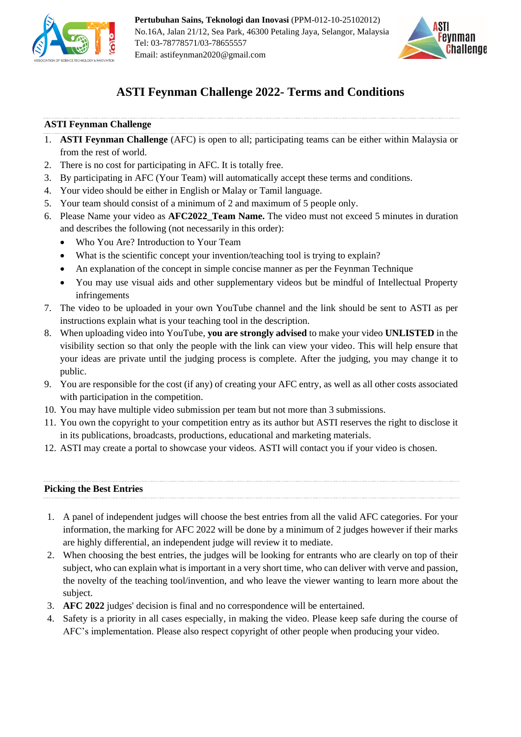**Pertubuhan Sains, Teknologi dan Inovasi** (PPM-012-10-25102012)
No.16A, Jalan 21/12, Sea Park, 46300 Petaling Jaya, Selangor, Malaysia
Tel: 03-78778571/03-78655557
Email: astifeynman2020@gmail.com

# ASTI Feynman Challenge 2022- Terms and Conditions

## ASTI Feynman Challenge

1. **ASTI Feynman Challenge** (AFC) is open to all; participating teams can be either within Malaysia or from the rest of world.
2. There is no cost for participating in AFC. It is totally free.
3. By participating in AFC (Your Team) will automatically accept these terms and conditions.
4. Your video should be either in English or Malay or Tamil language.
5. Your team should consist of a minimum of 2 and maximum of 5 people only.
6. Please Name your video as **AFC2022_Team Name.** The video must not exceed 5 minutes in duration and describes the following (not necessarily in this order):
   - Who You Are? Introduction to Your Team
   - What is the scientific concept your invention/teaching tool is trying to explain?
   - An explanation of the concept in simple concise manner as per the Feynman Technique
   - You may use visual aids and other supplementary videos but be mindful of Intellectual Property infringements
7. The video to be uploaded in your own YouTube channel and the link should be sent to ASTI as per instructions explain what is your teaching tool in the description.
8. When uploading video into YouTube, **you are strongly advised** to make your video **UNLISTED** in the visibility section so that only the people with the link can view your video. This will help ensure that your ideas are private until the judging process is complete. After the judging, you may change it to public.
9. You are responsible for the cost (if any) of creating your AFC entry, as well as all other costs associated with participation in the competition.
10. You may have multiple video submission per team but not more than 3 submissions.
11. You own the copyright to your competition entry as its author but ASTI reserves the right to disclose it in its publications, broadcasts, productions, educational and marketing materials.
12. ASTI may create a portal to showcase your videos. ASTI will contact you if your video is chosen.

## Picking the Best Entries

1. A panel of independent judges will choose the best entries from all the valid AFC categories. For your information, the marking for AFC 2022 will be done by a minimum of 2 judges however if their marks are highly differential, an independent judge will review it to mediate.
2. When choosing the best entries, the judges will be looking for entrants who are clearly on top of their subject, who can explain what is important in a very short time, who can deliver with verve and passion, the novelty of the teaching tool/invention, and who leave the viewer wanting to learn more about the subject.
3. **AFC 2022** judges' decision is final and no correspondence will be entertained.
4. Safety is a priority in all cases especially, in making the video. Please keep safe during the course of AFC's implementation. Please also respect copyright of other people when producing your video.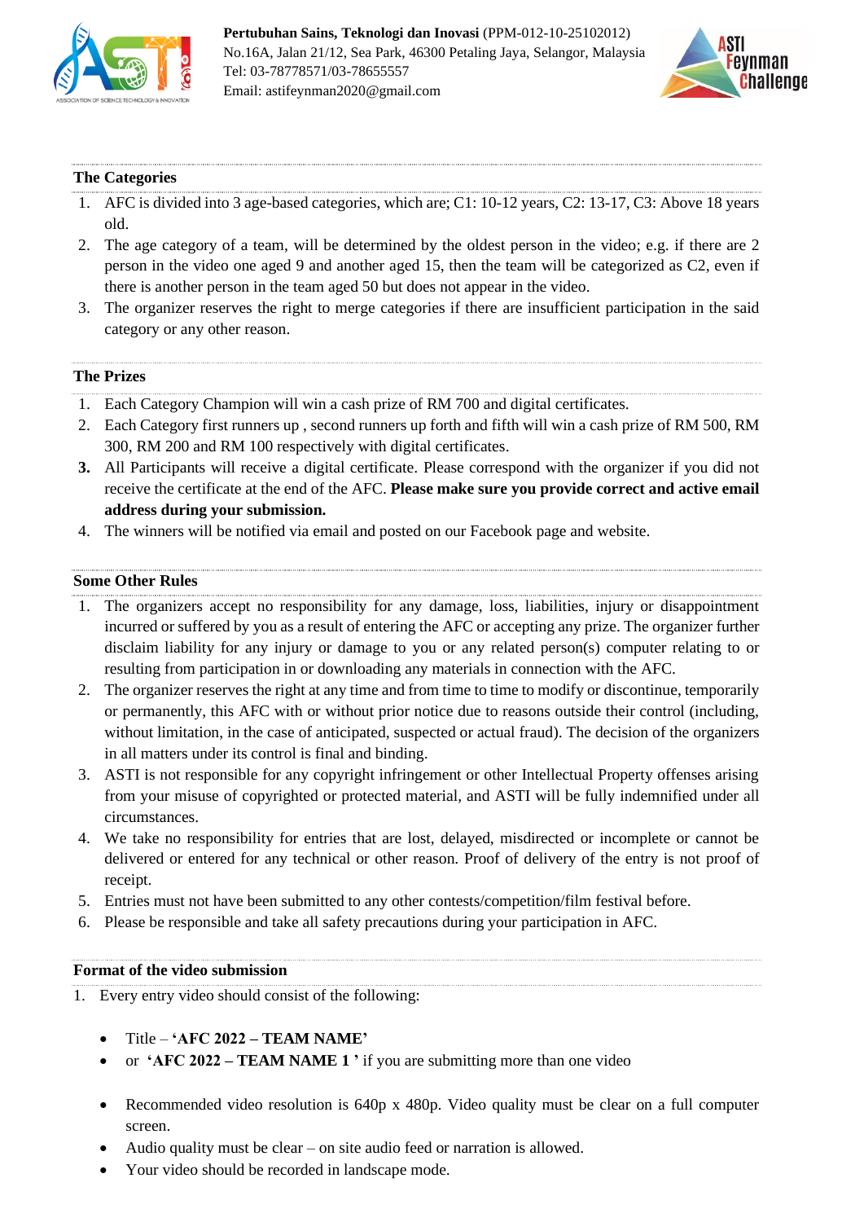## The Categories

1. AFC is divided into 3 age-based categories, which are; C1: 10-12 years, C2: 13-17, C3: Above 18 years old.
2. The age category of a team, will be determined by the oldest person in the video; e.g. if there are 2 person in the video one aged 9 and another aged 15, then the team will be categorized as C2, even if there is another person in the team aged 50 but does not appear in the video.
3. The organizer reserves the right to merge categories if there are insufficient participation in the said category or any other reason.

## The Prizes

1. Each Category Champion will win a cash prize of RM 700 and digital certificates.
2. Each Category first runners up , second runners up forth and fifth will win a cash prize of RM 500, RM 300, RM 200 and RM 100 respectively with digital certificates.
3. All Participants will receive a digital certificate. Please correspond with the organizer if you did not receive the certificate at the end of the AFC. **Please make sure you provide correct and active email address during your submission.**
4. The winners will be notified via email and posted on our Facebook page and website.

## Some Other Rules

1. The organizers accept no responsibility for any damage, loss, liabilities, injury or disappointment incurred or suffered by you as a result of entering the AFC or accepting any prize. The organizer further disclaim liability for any injury or damage to you or any related person(s) computer relating to or resulting from participation in or downloading any materials in connection with the AFC.
2. The organizer reserves the right at any time and from time to time to modify or discontinue, temporarily or permanently, this AFC with or without prior notice due to reasons outside their control (including, without limitation, in the case of anticipated, suspected or actual fraud). The decision of the organizers in all matters under its control is final and binding.
3. ASTI is not responsible for any copyright infringement or other Intellectual Property offenses arising from your misuse of copyrighted or protected material, and ASTI will be fully indemnified under all circumstances.
4. We take no responsibility for entries that are lost, delayed, misdirected or incomplete or cannot be delivered or entered for any technical or other reason. Proof of delivery of the entry is not proof of receipt.
5. Entries must not have been submitted to any other contests/competition/film festival before.
6. Please be responsible and take all safety precautions during your participation in AFC.

## Format of the video submission

1. Every entry video should consist of the following:

- Title – **'AFC 2022 – TEAM NAME'**
- or **'AFC 2022 – TEAM NAME 1 '** if you are submitting more than one video

- Recommended video resolution is 640p x 480p. Video quality must be clear on a full computer screen.
- Audio quality must be clear – on site audio feed or narration is allowed.
- Your video should be recorded in landscape mode.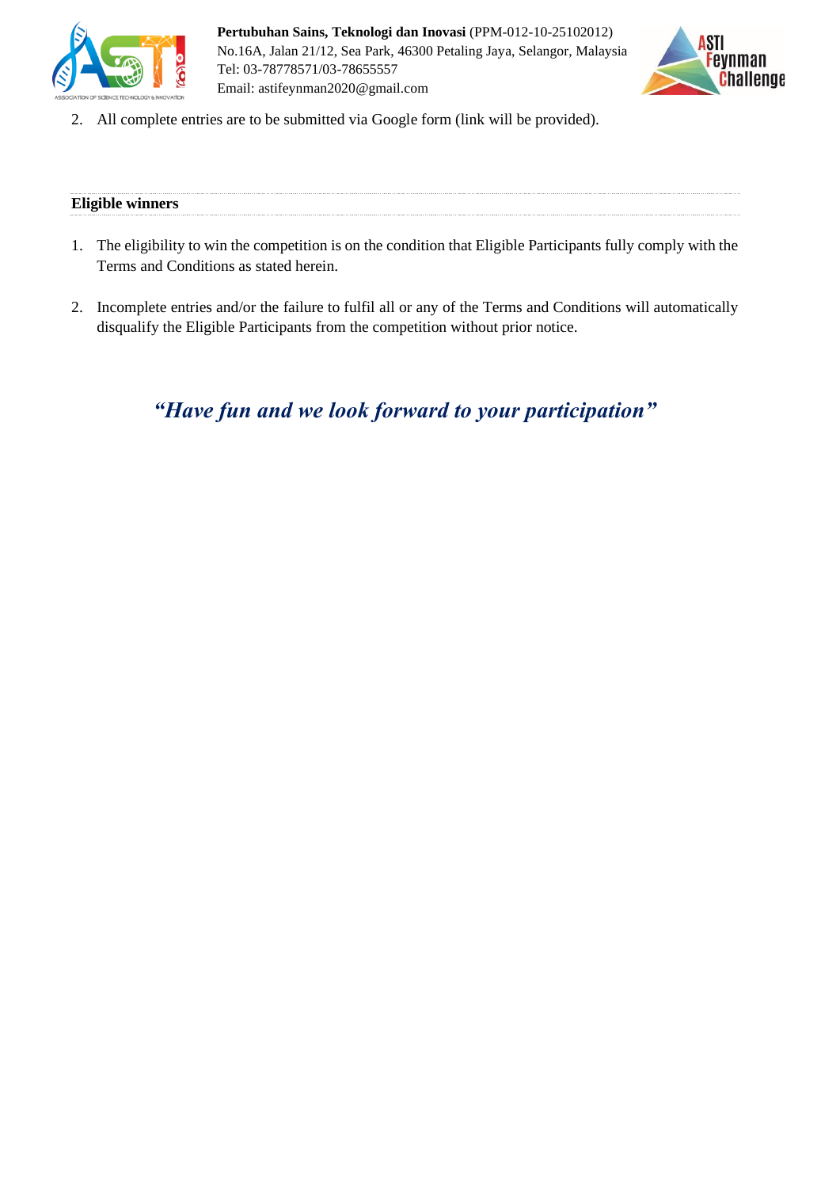2. All complete entries are to be submitted via Google form (link will be provided).

**Eligible winners**

1. The eligibility to win the competition is on the condition that Eligible Participants fully comply with the Terms and Conditions as stated herein.

2. Incomplete entries and/or the failure to fulfil all or any of the Terms and Conditions will automatically disqualify the Eligible Participants from the competition without prior notice.

***"Have fun and we look forward to your participation"***